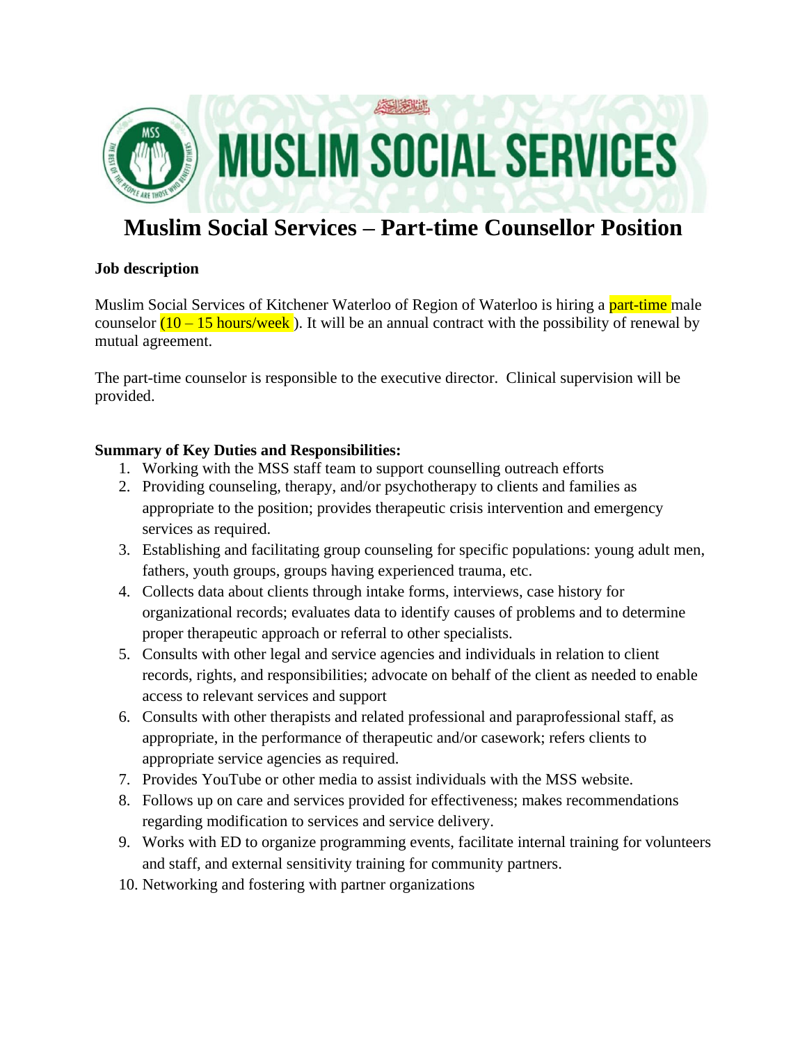# Muslim Social Services – Part-time Counsellor Position

**Job description**

Muslim Social Services of Kitchener Waterloo of Region of Waterloo is hiring a part-time male counselor (10 – 15 hours/week ). It will be an annual contract with the possibility of renewal by mutual agreement.

The part-time counselor is responsible to the executive director. Clinical supervision will be provided.

**Summary of Key Duties and Responsibilities:**

1. Working with the MSS staff team to support counselling outreach efforts
2. Providing counseling, therapy, and/or psychotherapy to clients and families as appropriate to the position; provides therapeutic crisis intervention and emergency services as required.
3. Establishing and facilitating group counseling for specific populations: young adult men, fathers, youth groups, groups having experienced trauma, etc.
4. Collects data about clients through intake forms, interviews, case history for organizational records; evaluates data to identify causes of problems and to determine proper therapeutic approach or referral to other specialists.
5. Consults with other legal and service agencies and individuals in relation to client records, rights, and responsibilities; advocate on behalf of the client as needed to enable access to relevant services and support
6. Consults with other therapists and related professional and paraprofessional staff, as appropriate, in the performance of therapeutic and/or casework; refers clients to appropriate service agencies as required.
7. Provides YouTube or other media to assist individuals with the MSS website.
8. Follows up on care and services provided for effectiveness; makes recommendations regarding modification to services and service delivery.
9. Works with ED to organize programming events, facilitate internal training for volunteers and staff, and external sensitivity training for community partners.
10. Networking and fostering with partner organizations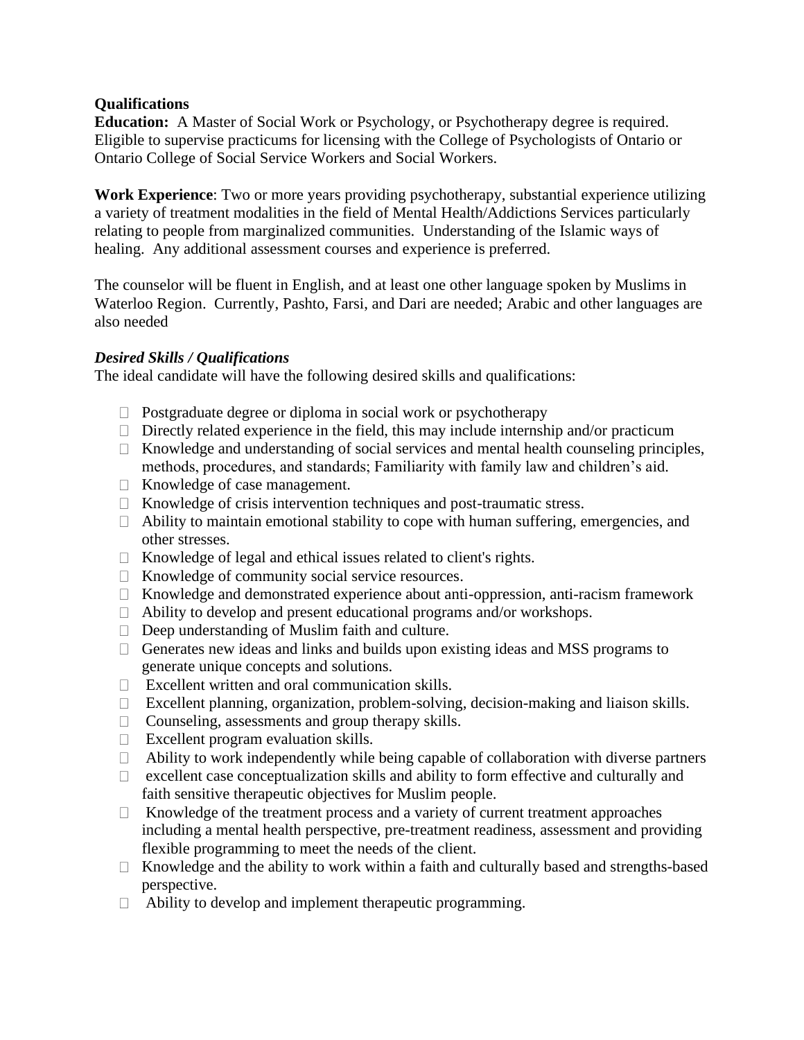**Qualifications**

**Education:** A Master of Social Work or Psychology, or Psychotherapy degree is required. Eligible to supervise practicums for licensing with the College of Psychologists of Ontario or Ontario College of Social Service Workers and Social Workers.

**Work Experience**: Two or more years providing psychotherapy, substantial experience utilizing a variety of treatment modalities in the field of Mental Health/Addictions Services particularly relating to people from marginalized communities. Understanding of the Islamic ways of healing. Any additional assessment courses and experience is preferred.

The counselor will be fluent in English, and at least one other language spoken by Muslims in Waterloo Region. Currently, Pashto, Farsi, and Dari are needed; Arabic and other languages are also needed

***Desired Skills / Qualifications***

The ideal candidate will have the following desired skills and qualifications:

- Postgraduate degree or diploma in social work or psychotherapy
- Directly related experience in the field, this may include internship and/or practicum
- Knowledge and understanding of social services and mental health counseling principles, methods, procedures, and standards; Familiarity with family law and children's aid.
- Knowledge of case management.
- Knowledge of crisis intervention techniques and post-traumatic stress.
- Ability to maintain emotional stability to cope with human suffering, emergencies, and other stresses.
- Knowledge of legal and ethical issues related to client's rights.
- Knowledge of community social service resources.
- Knowledge and demonstrated experience about anti-oppression, anti-racism framework
- Ability to develop and present educational programs and/or workshops.
- Deep understanding of Muslim faith and culture.
- Generates new ideas and links and builds upon existing ideas and MSS programs to generate unique concepts and solutions.
- Excellent written and oral communication skills.
- Excellent planning, organization, problem-solving, decision-making and liaison skills.
- Counseling, assessments and group therapy skills.
- Excellent program evaluation skills.
- Ability to work independently while being capable of collaboration with diverse partners
- excellent case conceptualization skills and ability to form effective and culturally and faith sensitive therapeutic objectives for Muslim people.
- Knowledge of the treatment process and a variety of current treatment approaches including a mental health perspective, pre-treatment readiness, assessment and providing flexible programming to meet the needs of the client.
- Knowledge and the ability to work within a faith and culturally based and strengths-based perspective.
- Ability to develop and implement therapeutic programming.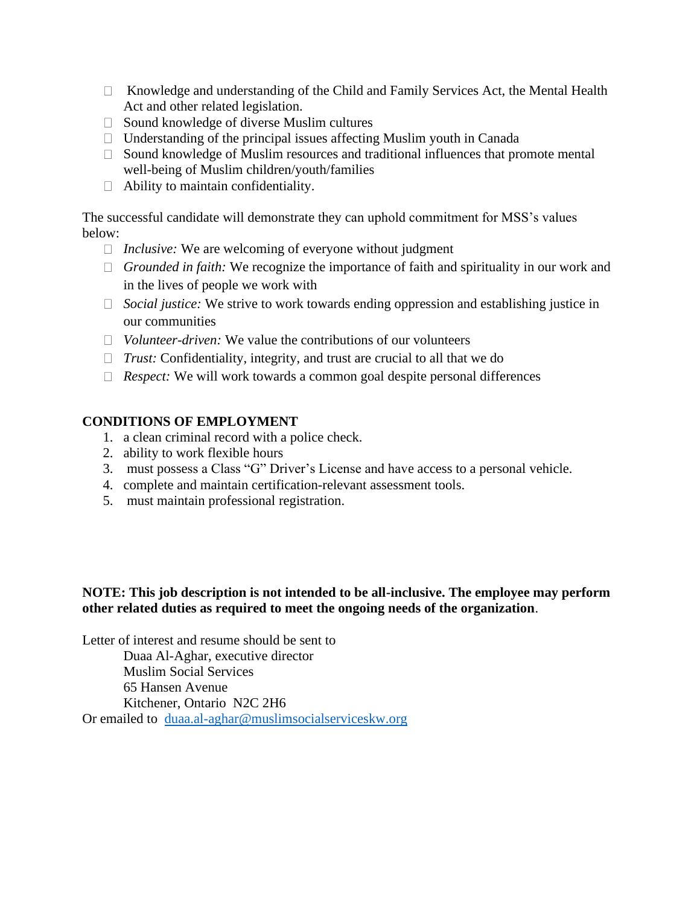- Knowledge and understanding of the Child and Family Services Act, the Mental Health Act and other related legislation.
- Sound knowledge of diverse Muslim cultures
- Understanding of the principal issues affecting Muslim youth in Canada
- Sound knowledge of Muslim resources and traditional influences that promote mental well-being of Muslim children/youth/families
- Ability to maintain confidentiality.

The successful candidate will demonstrate they can uphold commitment for MSS's values below:

- *Inclusive:* We are welcoming of everyone without judgment
- *Grounded in faith:* We recognize the importance of faith and spirituality in our work and in the lives of people we work with
- *Social justice:* We strive to work towards ending oppression and establishing justice in our communities
- *Volunteer-driven:* We value the contributions of our volunteers
- *Trust:* Confidentiality, integrity, and trust are crucial to all that we do
- *Respect:* We will work towards a common goal despite personal differences

## CONDITIONS OF EMPLOYMENT

1. a clean criminal record with a police check.
2. ability to work flexible hours
3. must possess a Class "G" Driver's License and have access to a personal vehicle.
4. complete and maintain certification-relevant assessment tools.
5. must maintain professional registration.

**NOTE: This job description is not intended to be all-inclusive. The employee may perform other related duties as required to meet the ongoing needs of the organization**.

Letter of interest and resume should be sent to

Duaa Al-Aghar, executive director
Muslim Social Services
65 Hansen Avenue
Kitchener, Ontario N2C 2H6

Or emailed to duaa.al-aghar@muslimsocialserviceskw.org